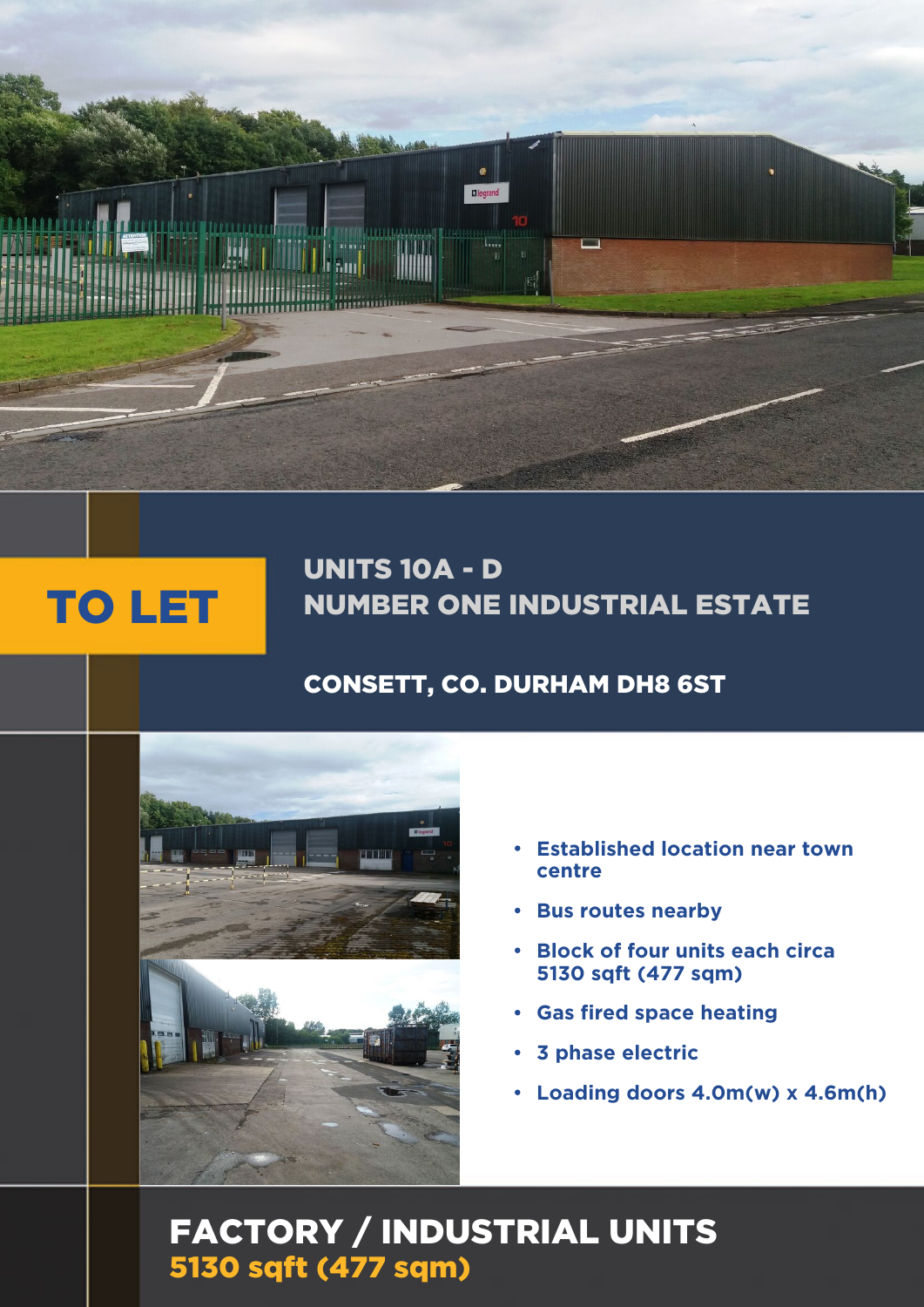**TO LET**

# UNITS 10A - D
# NUMBER ONE INDUSTRIAL ESTATE

## CONSETT, CO. DURHAM DH8 6ST

- Established location near town centre
- Bus routes nearby
- Block of four units each circa 5130 sqft (477 sqm)
- Gas fired space heating
- 3 phase electric
- Loading doors 4.0m(w) x 4.6m(h)

## FACTORY / INDUSTRIAL UNITS

**5130 sqft (477 sqm)**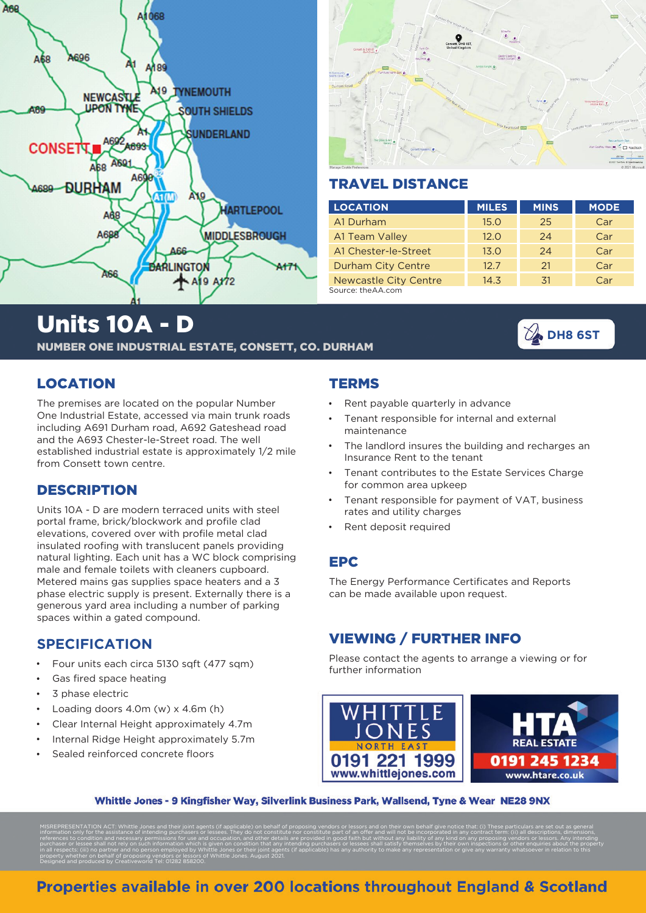## TRAVEL DISTANCE

| LOCATION | MILES | MINS | MODE |
|---|---|---|---|
| A1 Durham | 15.0 | 25 | Car |
| A1 Team Valley | 12.0 | 24 | Car |
| A1 Chester-le-Street | 13.0 | 24 | Car |
| Durham City Centre | 12.7 | 21 | Car |
| Newcastle City Centre | 14.3 | 31 | Car |

Source: theAA.com

# Units 10A - D

**NUMBER ONE INDUSTRIAL ESTATE, CONSETT, CO. DURHAM**

DH8 6ST

## LOCATION

The premises are located on the popular Number One Industrial Estate, accessed via main trunk roads including A691 Durham road, A692 Gateshead road and the A693 Chester-le-Street road. The well established industrial estate is approximately 1/2 mile from Consett town centre.

## DESCRIPTION

Units 10A - D are modern terraced units with steel portal frame, brick/blockwork and profile clad elevations, covered over with profile metal clad insulated roofing with translucent panels providing natural lighting. Each unit has a WC block comprising male and female toilets with cleaners cupboard. Metered mains gas supplies space heaters and a 3 phase electric supply is present. Externally there is a generous yard area including a number of parking spaces within a gated compound.

## SPECIFICATION

- Four units each circa 5130 sqft (477 sqm)
- Gas fired space heating
- 3 phase electric
- Loading doors 4.0m (w) x 4.6m (h)
- Clear Internal Height approximately 4.7m
- Internal Ridge Height approximately 5.7m
- Sealed reinforced concrete floors

## TERMS

- Rent payable quarterly in advance
- Tenant responsible for internal and external maintenance
- The landlord insures the building and recharges an Insurance Rent to the tenant
- Tenant contributes to the Estate Services Charge for common area upkeep
- Tenant responsible for payment of VAT, business rates and utility charges
- Rent deposit required

## EPC

The Energy Performance Certificates and Reports can be made available upon request.

## VIEWING / FURTHER INFO

Please contact the agents to arrange a viewing or for further information

WHITTLE JONES NORTH EAST
0191 221 1999
www.whittlejones.com

HTA REAL ESTATE
0191 245 1234
www.htare.co.uk

**Whittle Jones - 9 Kingfisher Way, Silverlink Business Park, Wallsend, Tyne & Wear NE28 9NX**

MISREPRESENTATION ACT: Whittle Jones and their joint agents (if applicable) on behalf of proposing vendors or lessors and on their own behalf give notice that: (i) These particulars are set out as general information only for the assistance of intending purchasers or lessees. They do not constitute nor constitute part of an offer and will not be incorporated in any contract term: (ii) all descriptions, dimensions, references to condition and necessary permissions for use and occupation, and other details are provided in good faith but without any liability of any kind on any proposing vendors or lessors. Any intending purchaser or lessee shall not rely on such information which is given on condition that any intending purchasers or lessees shall satisfy themselves by their own inspections or other enquiries about the property in all respects; (iii) no partner and no person employed by Whittle Jones or their joint agents (if applicable) has any authority to make any representation or give any warranty whatsoever in relation to this property whether on behalf of proposing vendors or lessors of Whittle Jones. August 2021.
Designed and produced by Creativeworld Tel: 01282 858200.

**Properties available in over 200 locations throughout England & Scotland**